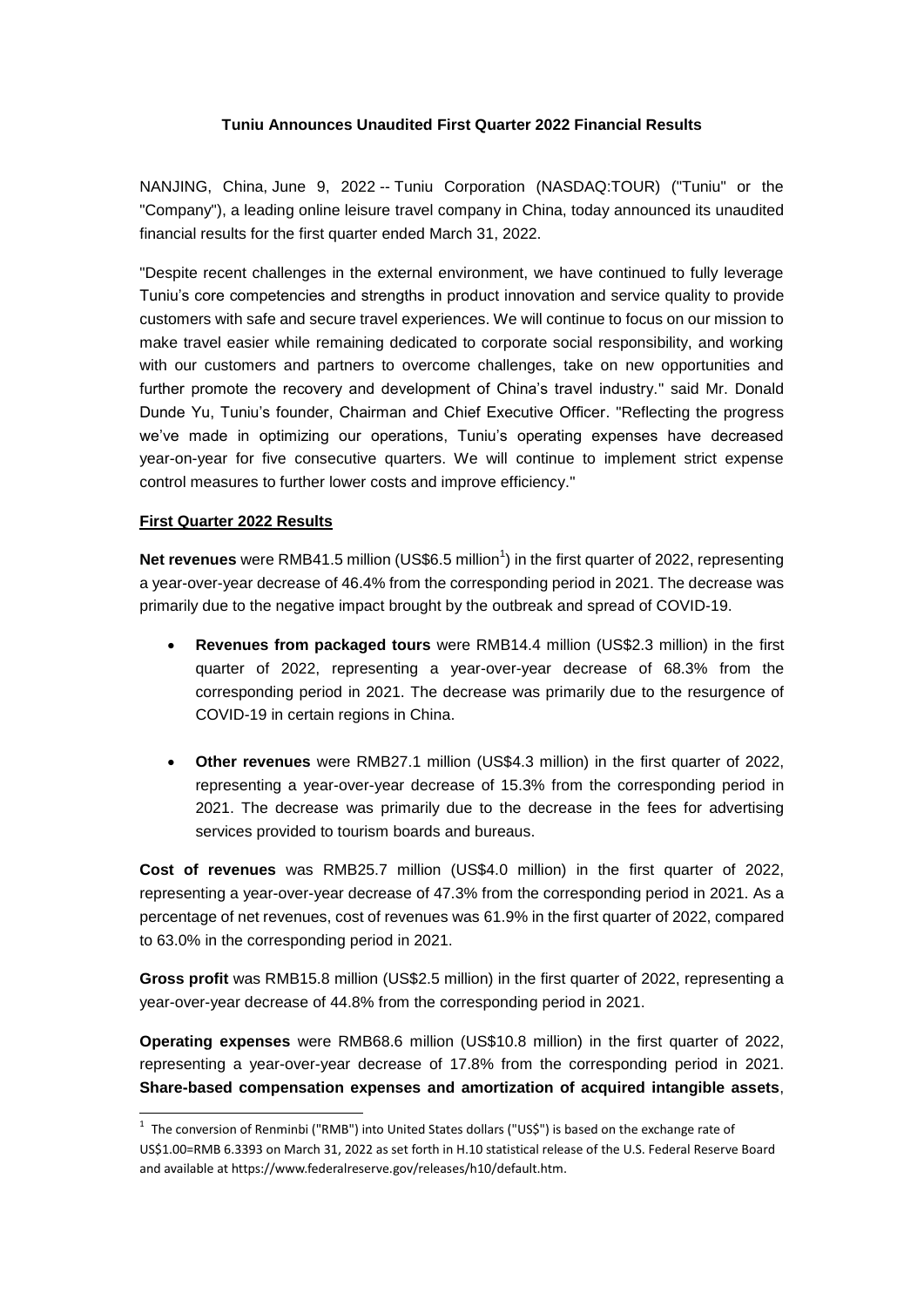# Tuniu Announces Unaudited First Quarter 2022 Financial Results

NANJING, China, June 9, 2022 -- Tuniu Corporation (NASDAQ:TOUR) ("Tuniu" or the "Company"), a leading online leisure travel company in China, today announced its unaudited financial results for the first quarter ended March 31, 2022.

"Despite recent challenges in the external environment, we have continued to fully leverage Tuniu's core competencies and strengths in product innovation and service quality to provide customers with safe and secure travel experiences. We will continue to focus on our mission to make travel easier while remaining dedicated to corporate social responsibility, and working with our customers and partners to overcome challenges, take on new opportunities and further promote the recovery and development of China's travel industry." said Mr. Donald Dunde Yu, Tuniu's founder, Chairman and Chief Executive Officer. "Reflecting the progress we've made in optimizing our operations, Tuniu's operating expenses have decreased year-on-year for five consecutive quarters. We will continue to implement strict expense control measures to further lower costs and improve efficiency."

## First Quarter 2022 Results

**Net revenues** were RMB41.5 million (US$6.5 million[1]) in the first quarter of 2022, representing a year-over-year decrease of 46.4% from the corresponding period in 2021. The decrease was primarily due to the negative impact brought by the outbreak and spread of COVID-19.

- **Revenues from packaged tours** were RMB14.4 million (US$2.3 million) in the first quarter of 2022, representing a year-over-year decrease of 68.3% from the corresponding period in 2021. The decrease was primarily due to the resurgence of COVID-19 in certain regions in China.
- **Other revenues** were RMB27.1 million (US$4.3 million) in the first quarter of 2022, representing a year-over-year decrease of 15.3% from the corresponding period in 2021. The decrease was primarily due to the decrease in the fees for advertising services provided to tourism boards and bureaus.

**Cost of revenues** was RMB25.7 million (US$4.0 million) in the first quarter of 2022, representing a year-over-year decrease of 47.3% from the corresponding period in 2021. As a percentage of net revenues, cost of revenues was 61.9% in the first quarter of 2022, compared to 63.0% in the corresponding period in 2021.

**Gross profit** was RMB15.8 million (US$2.5 million) in the first quarter of 2022, representing a year-over-year decrease of 44.8% from the corresponding period in 2021.

**Operating expenses** were RMB68.6 million (US$10.8 million) in the first quarter of 2022, representing a year-over-year decrease of 17.8% from the corresponding period in 2021. **Share-based compensation expenses and amortization of acquired intangible assets**,

[1] The conversion of Renminbi ("RMB") into United States dollars ("US$") is based on the exchange rate of US$1.00=RMB 6.3393 on March 31, 2022 as set forth in H.10 statistical release of the U.S. Federal Reserve Board and available at https://www.federalreserve.gov/releases/h10/default.htm.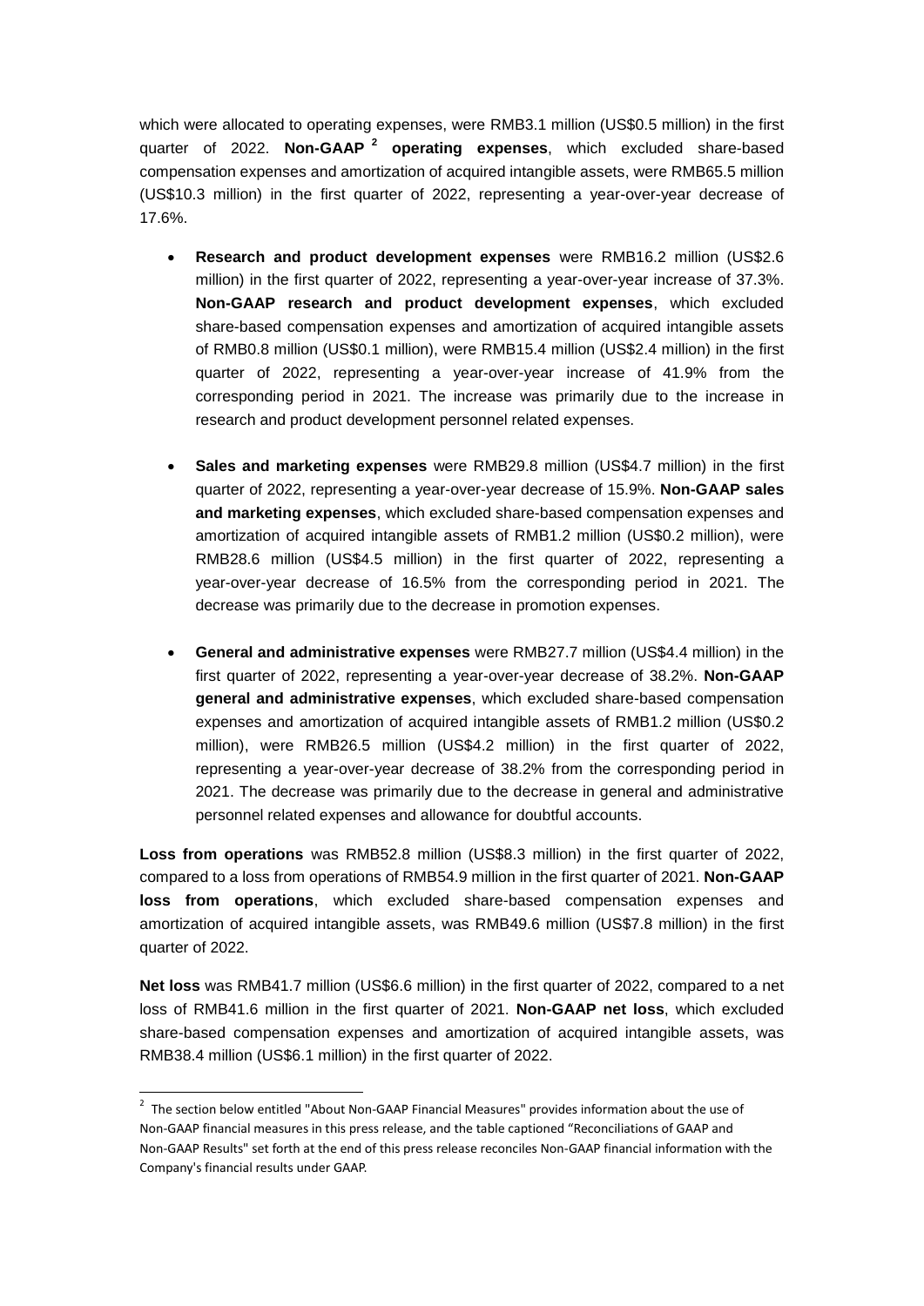which were allocated to operating expenses, were RMB3.1 million (US$0.5 million) in the first quarter of 2022. **Non-GAAP [2] operating expenses**, which excluded share-based compensation expenses and amortization of acquired intangible assets, were RMB65.5 million (US$10.3 million) in the first quarter of 2022, representing a year-over-year decrease of 17.6%.

- **Research and product development expenses** were RMB16.2 million (US$2.6 million) in the first quarter of 2022, representing a year-over-year increase of 37.3%. **Non-GAAP research and product development expenses**, which excluded share-based compensation expenses and amortization of acquired intangible assets of RMB0.8 million (US$0.1 million), were RMB15.4 million (US$2.4 million) in the first quarter of 2022, representing a year-over-year increase of 41.9% from the corresponding period in 2021. The increase was primarily due to the increase in research and product development personnel related expenses.

- **Sales and marketing expenses** were RMB29.8 million (US$4.7 million) in the first quarter of 2022, representing a year-over-year decrease of 15.9%. **Non-GAAP sales and marketing expenses**, which excluded share-based compensation expenses and amortization of acquired intangible assets of RMB1.2 million (US$0.2 million), were RMB28.6 million (US$4.5 million) in the first quarter of 2022, representing a year-over-year decrease of 16.5% from the corresponding period in 2021. The decrease was primarily due to the decrease in promotion expenses.

- **General and administrative expenses** were RMB27.7 million (US$4.4 million) in the first quarter of 2022, representing a year-over-year decrease of 38.2%. **Non-GAAP general and administrative expenses**, which excluded share-based compensation expenses and amortization of acquired intangible assets of RMB1.2 million (US$0.2 million), were RMB26.5 million (US$4.2 million) in the first quarter of 2022, representing a year-over-year decrease of 38.2% from the corresponding period in 2021. The decrease was primarily due to the decrease in general and administrative personnel related expenses and allowance for doubtful accounts.

**Loss from operations** was RMB52.8 million (US$8.3 million) in the first quarter of 2022, compared to a loss from operations of RMB54.9 million in the first quarter of 2021. **Non-GAAP loss from operations**, which excluded share-based compensation expenses and amortization of acquired intangible assets, was RMB49.6 million (US$7.8 million) in the first quarter of 2022.

**Net loss** was RMB41.7 million (US$6.6 million) in the first quarter of 2022, compared to a net loss of RMB41.6 million in the first quarter of 2021. **Non-GAAP net loss**, which excluded share-based compensation expenses and amortization of acquired intangible assets, was RMB38.4 million (US$6.1 million) in the first quarter of 2022.

---

[2] The section below entitled "About Non-GAAP Financial Measures" provides information about the use of Non-GAAP financial measures in this press release, and the table captioned "Reconciliations of GAAP and Non-GAAP Results" set forth at the end of this press release reconciles Non-GAAP financial information with the Company's financial results under GAAP.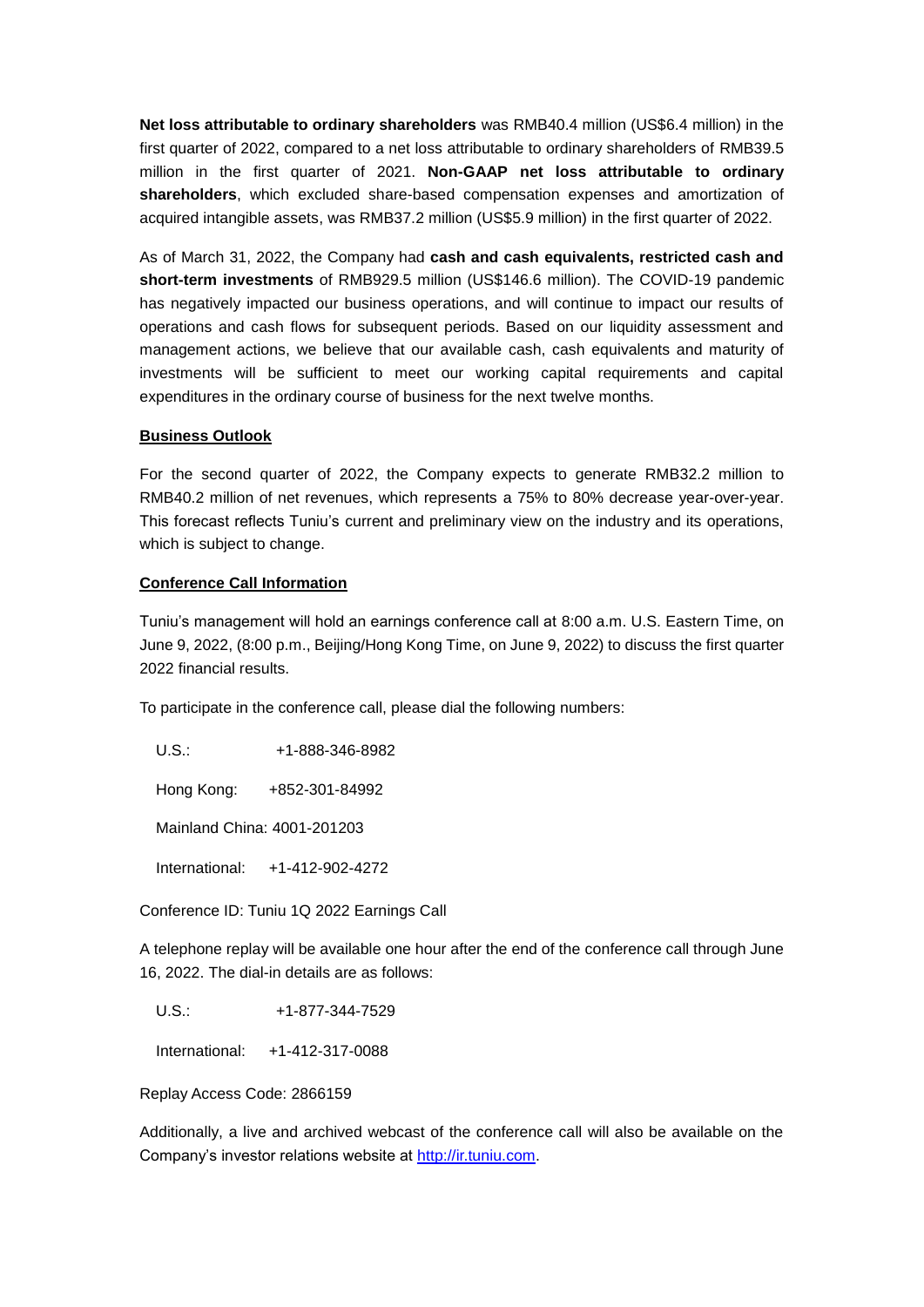**Net loss attributable to ordinary shareholders** was RMB40.4 million (US$6.4 million) in the first quarter of 2022, compared to a net loss attributable to ordinary shareholders of RMB39.5 million in the first quarter of 2021. **Non-GAAP net loss attributable to ordinary shareholders**, which excluded share-based compensation expenses and amortization of acquired intangible assets, was RMB37.2 million (US$5.9 million) in the first quarter of 2022.

As of March 31, 2022, the Company had **cash and cash equivalents, restricted cash and short-term investments** of RMB929.5 million (US$146.6 million). The COVID-19 pandemic has negatively impacted our business operations, and will continue to impact our results of operations and cash flows for subsequent periods. Based on our liquidity assessment and management actions, we believe that our available cash, cash equivalents and maturity of investments will be sufficient to meet our working capital requirements and capital expenditures in the ordinary course of business for the next twelve months.

## Business Outlook

For the second quarter of 2022, the Company expects to generate RMB32.2 million to RMB40.2 million of net revenues, which represents a 75% to 80% decrease year-over-year. This forecast reflects Tuniu's current and preliminary view on the industry and its operations, which is subject to change.

## Conference Call Information

Tuniu's management will hold an earnings conference call at 8:00 a.m. U.S. Eastern Time, on June 9, 2022, (8:00 p.m., Beijing/Hong Kong Time, on June 9, 2022) to discuss the first quarter 2022 financial results.

To participate in the conference call, please dial the following numbers:

U.S.: +1-888-346-8982

Hong Kong: +852-301-84992

Mainland China: 4001-201203

International: +1-412-902-4272

Conference ID: Tuniu 1Q 2022 Earnings Call

A telephone replay will be available one hour after the end of the conference call through June 16, 2022. The dial-in details are as follows:

U.S.: +1-877-344-7529

International: +1-412-317-0088

Replay Access Code: 2866159

Additionally, a live and archived webcast of the conference call will also be available on the Company's investor relations website at http://ir.tuniu.com.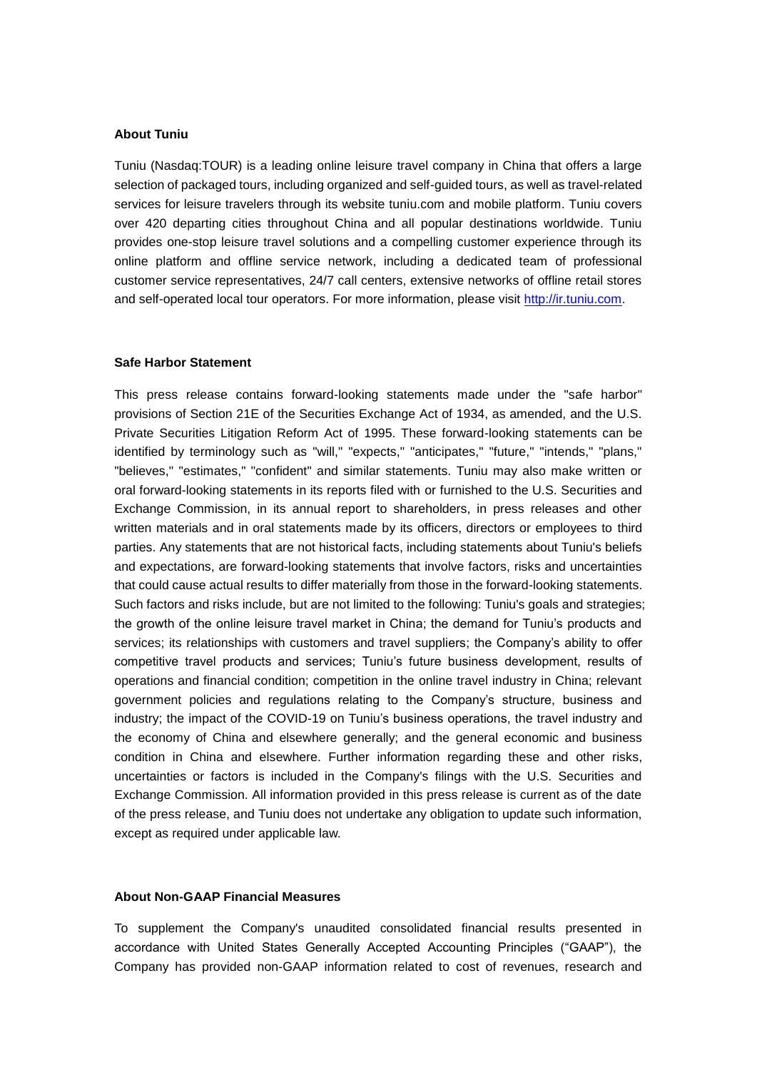**About Tuniu**

Tuniu (Nasdaq:TOUR) is a leading online leisure travel company in China that offers a large selection of packaged tours, including organized and self-guided tours, as well as travel-related services for leisure travelers through its website tuniu.com and mobile platform. Tuniu covers over 420 departing cities throughout China and all popular destinations worldwide. Tuniu provides one-stop leisure travel solutions and a compelling customer experience through its online platform and offline service network, including a dedicated team of professional customer service representatives, 24/7 call centers, extensive networks of offline retail stores and self-operated local tour operators. For more information, please visit [http://ir.tuniu.com](http://ir.tuniu.com).

**Safe Harbor Statement**

This press release contains forward-looking statements made under the "safe harbor" provisions of Section 21E of the Securities Exchange Act of 1934, as amended, and the U.S. Private Securities Litigation Reform Act of 1995. These forward-looking statements can be identified by terminology such as "will," "expects," "anticipates," "future," "intends," "plans," "believes," "estimates," "confident" and similar statements. Tuniu may also make written or oral forward-looking statements in its reports filed with or furnished to the U.S. Securities and Exchange Commission, in its annual report to shareholders, in press releases and other written materials and in oral statements made by its officers, directors or employees to third parties. Any statements that are not historical facts, including statements about Tuniu's beliefs and expectations, are forward-looking statements that involve factors, risks and uncertainties that could cause actual results to differ materially from those in the forward-looking statements. Such factors and risks include, but are not limited to the following: Tuniu's goals and strategies; the growth of the online leisure travel market in China; the demand for Tuniu's products and services; its relationships with customers and travel suppliers; the Company's ability to offer competitive travel products and services; Tuniu's future business development, results of operations and financial condition; competition in the online travel industry in China; relevant government policies and regulations relating to the Company's structure, business and industry; the impact of the COVID-19 on Tuniu's business operations, the travel industry and the economy of China and elsewhere generally; and the general economic and business condition in China and elsewhere. Further information regarding these and other risks, uncertainties or factors is included in the Company's filings with the U.S. Securities and Exchange Commission. All information provided in this press release is current as of the date of the press release, and Tuniu does not undertake any obligation to update such information, except as required under applicable law.

**About Non-GAAP Financial Measures**

To supplement the Company's unaudited consolidated financial results presented in accordance with United States Generally Accepted Accounting Principles ("GAAP"), the Company has provided non-GAAP information related to cost of revenues, research and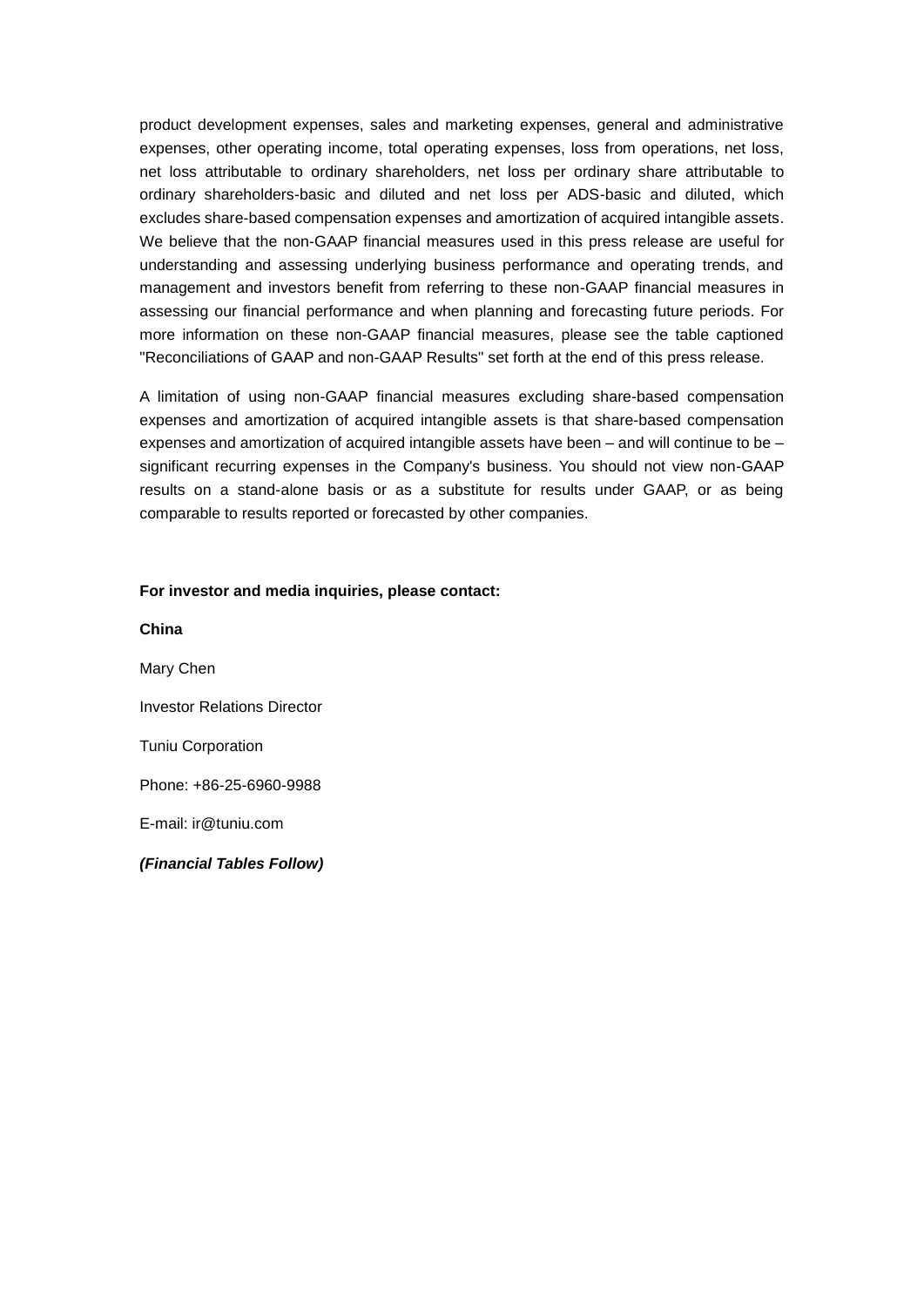product development expenses, sales and marketing expenses, general and administrative expenses, other operating income, total operating expenses, loss from operations, net loss, net loss attributable to ordinary shareholders, net loss per ordinary share attributable to ordinary shareholders-basic and diluted and net loss per ADS-basic and diluted, which excludes share-based compensation expenses and amortization of acquired intangible assets. We believe that the non-GAAP financial measures used in this press release are useful for understanding and assessing underlying business performance and operating trends, and management and investors benefit from referring to these non-GAAP financial measures in assessing our financial performance and when planning and forecasting future periods. For more information on these non-GAAP financial measures, please see the table captioned "Reconciliations of GAAP and non-GAAP Results" set forth at the end of this press release.

A limitation of using non-GAAP financial measures excluding share-based compensation expenses and amortization of acquired intangible assets is that share-based compensation expenses and amortization of acquired intangible assets have been – and will continue to be – significant recurring expenses in the Company's business. You should not view non-GAAP results on a stand-alone basis or as a substitute for results under GAAP, or as being comparable to results reported or forecasted by other companies.

**For investor and media inquiries, please contact:**

**China**

Mary Chen

Investor Relations Director

Tuniu Corporation

Phone: +86-25-6960-9988

E-mail: ir@tuniu.com

***(Financial Tables Follow)***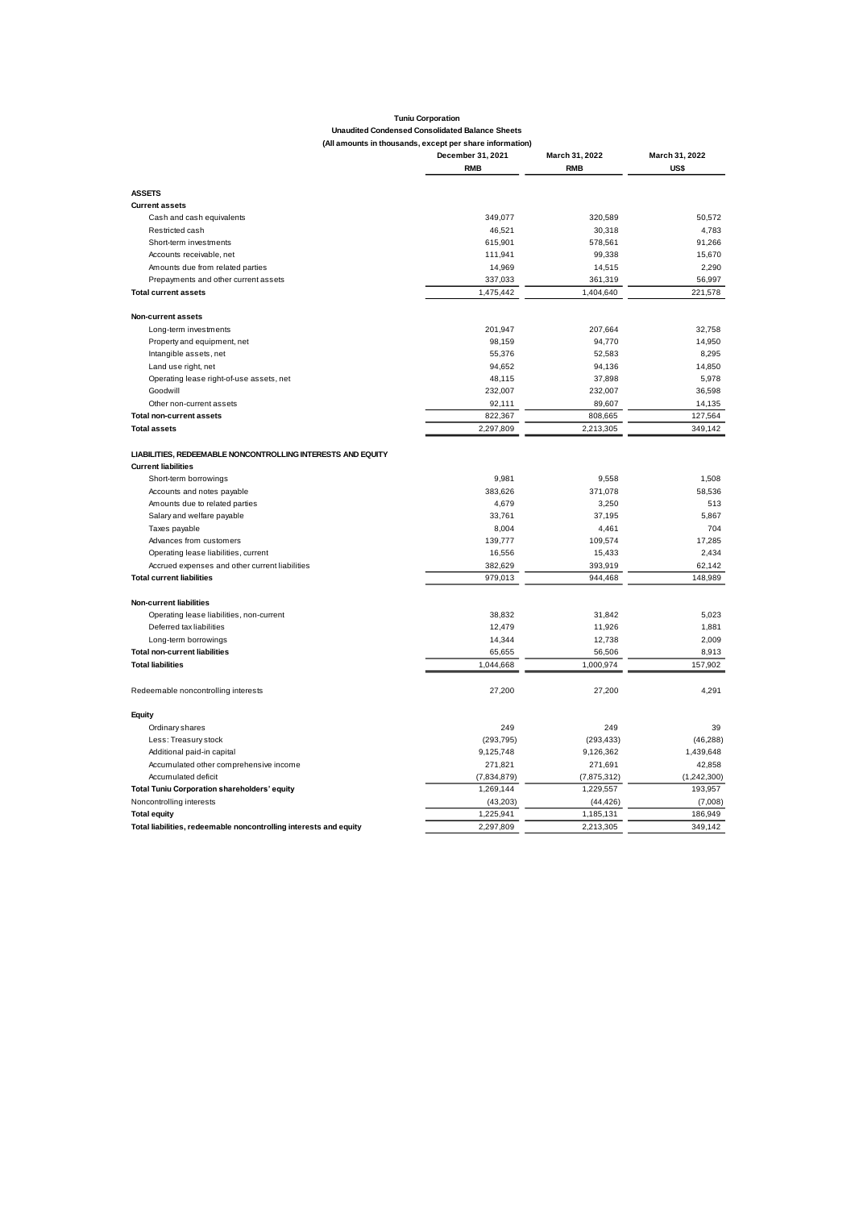**Tuniu Corporation**

**Unaudited Condensed Consolidated Balance Sheets**

**(All amounts in thousands, except per share information)**

| | December 31, 2021 | March 31, 2022 | March 31, 2022 |
|---|---|---|---|
| | RMB | RMB | US$ |
| **ASSETS** | | | |
| **Current assets** | | | |
| Cash and cash equivalents | 349,077 | 320,589 | 50,572 |
| Restricted cash | 46,521 | 30,318 | 4,783 |
| Short-term investments | 615,901 | 578,561 | 91,266 |
| Accounts receivable, net | 111,941 | 99,338 | 15,670 |
| Amounts due from related parties | 14,969 | 14,515 | 2,290 |
| Prepayments and other current assets | 337,033 | 361,319 | 56,997 |
| **Total current assets** | 1,475,442 | 1,404,640 | 221,578 |
| **Non-current assets** | | | |
| Long-term investments | 201,947 | 207,664 | 32,758 |
| Property and equipment, net | 98,159 | 94,770 | 14,950 |
| Intangible assets, net | 55,376 | 52,583 | 8,295 |
| Land use right, net | 94,652 | 94,136 | 14,850 |
| Operating lease right-of-use assets, net | 48,115 | 37,898 | 5,978 |
| Goodwill | 232,007 | 232,007 | 36,598 |
| Other non-current assets | 92,111 | 89,607 | 14,135 |
| **Total non-current assets** | 822,367 | 808,665 | 127,564 |
| **Total assets** | 2,297,809 | 2,213,305 | 349,142 |
| **LIABILITIES, REDEEMABLE NONCONTROLLING INTERESTS AND EQUITY** | | | |
| **Current liabilities** | | | |
| Short-term borrowings | 9,981 | 9,558 | 1,508 |
| Accounts and notes payable | 383,626 | 371,078 | 58,536 |
| Amounts due to related parties | 4,679 | 3,250 | 513 |
| Salary and welfare payable | 33,761 | 37,195 | 5,867 |
| Taxes payable | 8,004 | 4,461 | 704 |
| Advances from customers | 139,777 | 109,574 | 17,285 |
| Operating lease liabilities, current | 16,556 | 15,433 | 2,434 |
| Accrued expenses and other current liabilities | 382,629 | 393,919 | 62,142 |
| **Total current liabilities** | 979,013 | 944,468 | 148,989 |
| **Non-current liabilities** | | | |
| Operating lease liabilities, non-current | 38,832 | 31,842 | 5,023 |
| Deferred tax liabilities | 12,479 | 11,926 | 1,881 |
| Long-term borrowings | 14,344 | 12,738 | 2,009 |
| **Total non-current liabilities** | 65,655 | 56,506 | 8,913 |
| **Total liabilities** | 1,044,668 | 1,000,974 | 157,902 |
| Redeemable noncontrolling interests | 27,200 | 27,200 | 4,291 |
| **Equity** | | | |
| Ordinary shares | 249 | 249 | 39 |
| Less: Treasury stock | (293,795) | (293,433) | (46,288) |
| Additional paid-in capital | 9,125,748 | 9,126,362 | 1,439,648 |
| Accumulated other comprehensive income | 271,821 | 271,691 | 42,858 |
| Accumulated deficit | (7,834,879) | (7,875,312) | (1,242,300) |
| **Total Tuniu Corporation shareholders' equity** | 1,269,144 | 1,229,557 | 193,957 |
| Noncontrolling interests | (43,203) | (44,426) | (7,008) |
| **Total equity** | 1,225,941 | 1,185,131 | 186,949 |
| **Total liabilities, redeemable noncontrolling interests and equity** | 2,297,809 | 2,213,305 | 349,142 |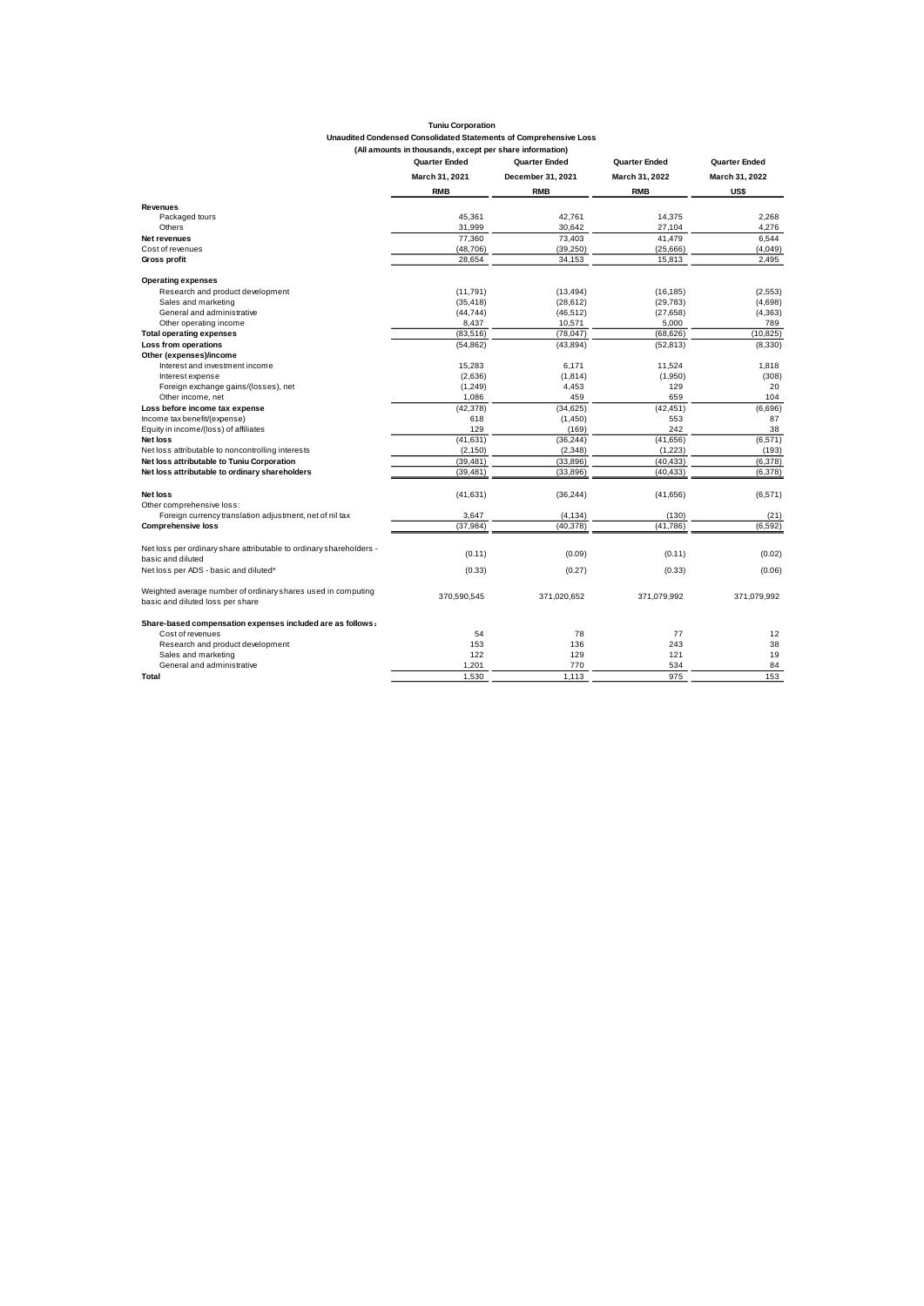**Tuniu Corporation**

**Unaudited Condensed Consolidated Statements of Comprehensive Loss**

**(All amounts in thousands, except per share information)**

| | Quarter Ended | Quarter Ended | Quarter Ended | Quarter Ended |
|---|---|---|---|---|
| | March 31, 2021 | December 31, 2021 | March 31, 2022 | March 31, 2022 |
| | RMB | RMB | RMB | US$ |
| **Revenues** | | | | |
| Packaged tours | 45,361 | 42,761 | 14,375 | 2,268 |
| Others | 31,999 | 30,642 | 27,104 | 4,276 |
| **Net revenues** | 77,360 | 73,403 | 41,479 | 6,544 |
| Cost of revenues | (48,706) | (39,250) | (25,666) | (4,049) |
| **Gross profit** | 28,654 | 34,153 | 15,813 | 2,495 |
| **Operating expenses** | | | | |
| Research and product development | (11,791) | (13,494) | (16,185) | (2,553) |
| Sales and marketing | (35,418) | (28,612) | (29,783) | (4,698) |
| General and administrative | (44,744) | (46,512) | (27,658) | (4,363) |
| Other operating income | 8,437 | 10,571 | 5,000 | 789 |
| **Total operating expenses** | (83,516) | (78,047) | (68,626) | (10,825) |
| **Loss from operations** | (54,862) | (43,894) | (52,813) | (8,330) |
| **Other (expenses)/income** | | | | |
| Interest and investment income | 15,283 | 6,171 | 11,524 | 1,818 |
| Interest expense | (2,636) | (1,814) | (1,950) | (308) |
| Foreign exchange gains/(losses), net | (1,249) | 4,453 | 129 | 20 |
| Other income, net | 1,086 | 459 | 659 | 104 |
| **Loss before income tax expense** | (42,378) | (34,625) | (42,451) | (6,696) |
| Income tax benefit/(expense) | 618 | (1,450) | 553 | 87 |
| Equity in income/(loss) of affiliates | 129 | (169) | 242 | 38 |
| **Net loss** | (41,631) | (36,244) | (41,656) | (6,571) |
| Net loss attributable to noncontrolling interests | (2,150) | (2,348) | (1,223) | (193) |
| **Net loss attributable to Tuniu Corporation** | (39,481) | (33,896) | (40,433) | (6,378) |
| **Net loss attributable to ordinary shareholders** | (39,481) | (33,896) | (40,433) | (6,378) |
| | | | | |
| **Net loss** | (41,631) | (36,244) | (41,656) | (6,571) |
| Other comprehensive loss: | | | | |
| Foreign currency translation adjustment, net of nil tax | 3,647 | (4,134) | (130) | (21) |
| **Comprehensive loss** | (37,984) | (40,378) | (41,786) | (6,592) |
| | | | | |
| Net loss per ordinary share attributable to ordinary shareholders - basic and diluted | (0.11) | (0.09) | (0.11) | (0.02) |
| Net loss per ADS - basic and diluted* | (0.33) | (0.27) | (0.33) | (0.06) |
| | | | | |
| Weighted average number of ordinary shares used in computing basic and diluted loss per share | 370,590,545 | 371,020,652 | 371,079,992 | 371,079,992 |
| | | | | |
| **Share-based compensation expenses included are as follows:** | | | | |
| Cost of revenues | 54 | 78 | 77 | 12 |
| Research and product development | 153 | 136 | 243 | 38 |
| Sales and marketing | 122 | 129 | 121 | 19 |
| General and administrative | 1,201 | 770 | 534 | 84 |
| **Total** | 1,530 | 1,113 | 975 | 153 |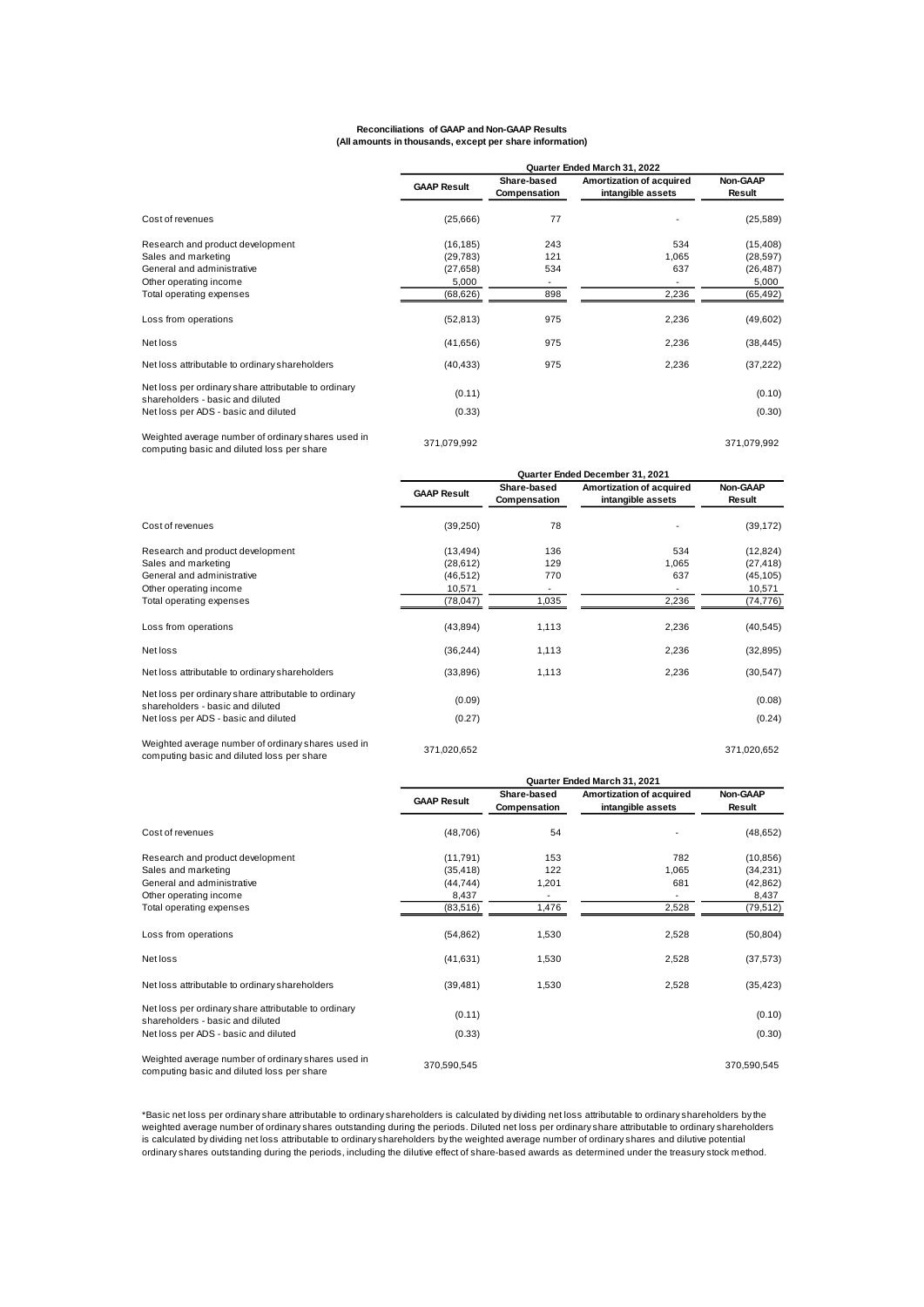**Reconciliations of GAAP and Non-GAAP Results**
**(All amounts in thousands, except per share information)**

| | Quarter Ended March 31, 2022 | | | |
|---|---|---|---|---|
| | GAAP Result | Share-based Compensation | Amortization of acquired intangible assets | Non-GAAP Result |
| Cost of revenues | (25,666) | 77 | - | (25,589) |
| Research and product development | (16,185) | 243 | 534 | (15,408) |
| Sales and marketing | (29,783) | 121 | 1,065 | (28,597) |
| General and administrative | (27,658) | 534 | 637 | (26,487) |
| Other operating income | 5,000 | - | - | 5,000 |
| Total operating expenses | (68,626) | 898 | 2,236 | (65,492) |
| Loss from operations | (52,813) | 975 | 2,236 | (49,602) |
| Net loss | (41,656) | 975 | 2,236 | (38,445) |
| Net loss attributable to ordinary shareholders | (40,433) | 975 | 2,236 | (37,222) |
| Net loss per ordinary share attributable to ordinary shareholders - basic and diluted | (0.11) | | | (0.10) |
| Net loss per ADS - basic and diluted | (0.33) | | | (0.30) |
| Weighted average number of ordinary shares used in computing basic and diluted loss per share | 371,079,992 | | | 371,079,992 |

| | Quarter Ended December 31, 2021 | | | |
|---|---|---|---|---|
| | GAAP Result | Share-based Compensation | Amortization of acquired intangible assets | Non-GAAP Result |
| Cost of revenues | (39,250) | 78 | - | (39,172) |
| Research and product development | (13,494) | 136 | 534 | (12,824) |
| Sales and marketing | (28,612) | 129 | 1,065 | (27,418) |
| General and administrative | (46,512) | 770 | 637 | (45,105) |
| Other operating income | 10,571 | - | - | 10,571 |
| Total operating expenses | (78,047) | 1,035 | 2,236 | (74,776) |
| Loss from operations | (43,894) | 1,113 | 2,236 | (40,545) |
| Net loss | (36,244) | 1,113 | 2,236 | (32,895) |
| Net loss attributable to ordinary shareholders | (33,896) | 1,113 | 2,236 | (30,547) |
| Net loss per ordinary share attributable to ordinary shareholders - basic and diluted | (0.09) | | | (0.08) |
| Net loss per ADS - basic and diluted | (0.27) | | | (0.24) |
| Weighted average number of ordinary shares used in computing basic and diluted loss per share | 371,020,652 | | | 371,020,652 |

| | Quarter Ended March 31, 2021 | | | |
|---|---|---|---|---|
| | GAAP Result | Share-based Compensation | Amortization of acquired intangible assets | Non-GAAP Result |
| Cost of revenues | (48,706) | 54 | - | (48,652) |
| Research and product development | (11,791) | 153 | 782 | (10,856) |
| Sales and marketing | (35,418) | 122 | 1,065 | (34,231) |
| General and administrative | (44,744) | 1,201 | 681 | (42,862) |
| Other operating income | 8,437 | - | - | 8,437 |
| Total operating expenses | (83,516) | 1,476 | 2,528 | (79,512) |
| Loss from operations | (54,862) | 1,530 | 2,528 | (50,804) |
| Net loss | (41,631) | 1,530 | 2,528 | (37,573) |
| Net loss attributable to ordinary shareholders | (39,481) | 1,530 | 2,528 | (35,423) |
| Net loss per ordinary share attributable to ordinary shareholders - basic and diluted | (0.11) | | | (0.10) |
| Net loss per ADS - basic and diluted | (0.33) | | | (0.30) |
| Weighted average number of ordinary shares used in computing basic and diluted loss per share | 370,590,545 | | | 370,590,545 |

*Basic net loss per ordinary share attributable to ordinary shareholders is calculated by dividing net loss attributable to ordinary shareholders by the weighted average number of ordinary shares outstanding during the periods. Diluted net loss per ordinary share attributable to ordinary shareholders is calculated by dividing net loss attributable to ordinary shareholders by the weighted average number of ordinary shares and dilutive potential ordinary shares outstanding during the periods, including the dilutive effect of share-based awards as determined under the treasury stock method.